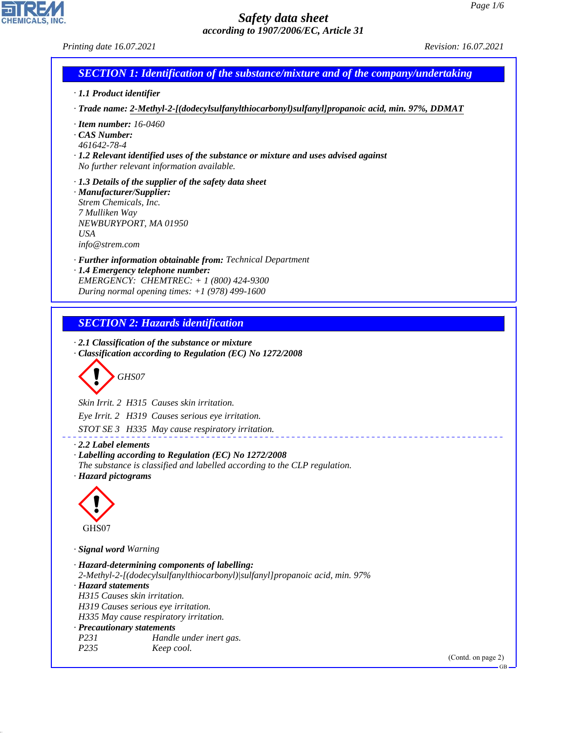# Safety data sheet

*according to 1907/2006/EC, Article 31*

*Printing date 16.07.2021* *Revision: 16.07.2021*

## SECTION 1: Identification of the substance/mixture and of the company/undertaking

· **1.1 Product identifier**

· **Trade name: 2-Methyl-2-[(dodecylsulfanylthiocarbonyl)sulfanyl]propanoic acid, min. 97%, DDMAT**

· **Item number:** 16-0460
· **CAS Number:**
461642-78-4
· **1.2 Relevant identified uses of the substance or mixture and uses advised against**
No further relevant information available.

· **1.3 Details of the supplier of the safety data sheet**
· **Manufacturer/Supplier:**
Strem Chemicals, Inc.
7 Mulliken Way
NEWBURYPORT, MA 01950
USA
info@strem.com

· **Further information obtainable from:** Technical Department
· **1.4 Emergency telephone number:**
EMERGENCY: CHEMTREC: + 1 (800) 424-9300
During normal opening times: +1 (978) 499-1600

## SECTION 2: Hazards identification

· **2.1 Classification of the substance or mixture**
· **Classification according to Regulation (EC) No 1272/2008**

GHS07

Skin Irrit. 2 H315 Causes skin irritation.

Eye Irrit. 2 H319 Causes serious eye irritation.

STOT SE 3 H335 May cause respiratory irritation.

· **2.2 Label elements**
· **Labelling according to Regulation (EC) No 1272/2008**
The substance is classified and labelled according to the CLP regulation.
· **Hazard pictograms**

GHS07

· **Signal word** Warning

· **Hazard-determining components of labelling:**
2-Methyl-2-[(dodecylsulfanylthiocarbonyl)|sulfanyl]propanoic acid, min. 97%
· **Hazard statements**
H315 Causes skin irritation.
H319 Causes serious eye irritation.
H335 May cause respiratory irritation.
· **Precautionary statements**

| | |
|---|---|
| P231 | Handle under inert gas. |
| P235 | Keep cool. |

(Contd. on page 2)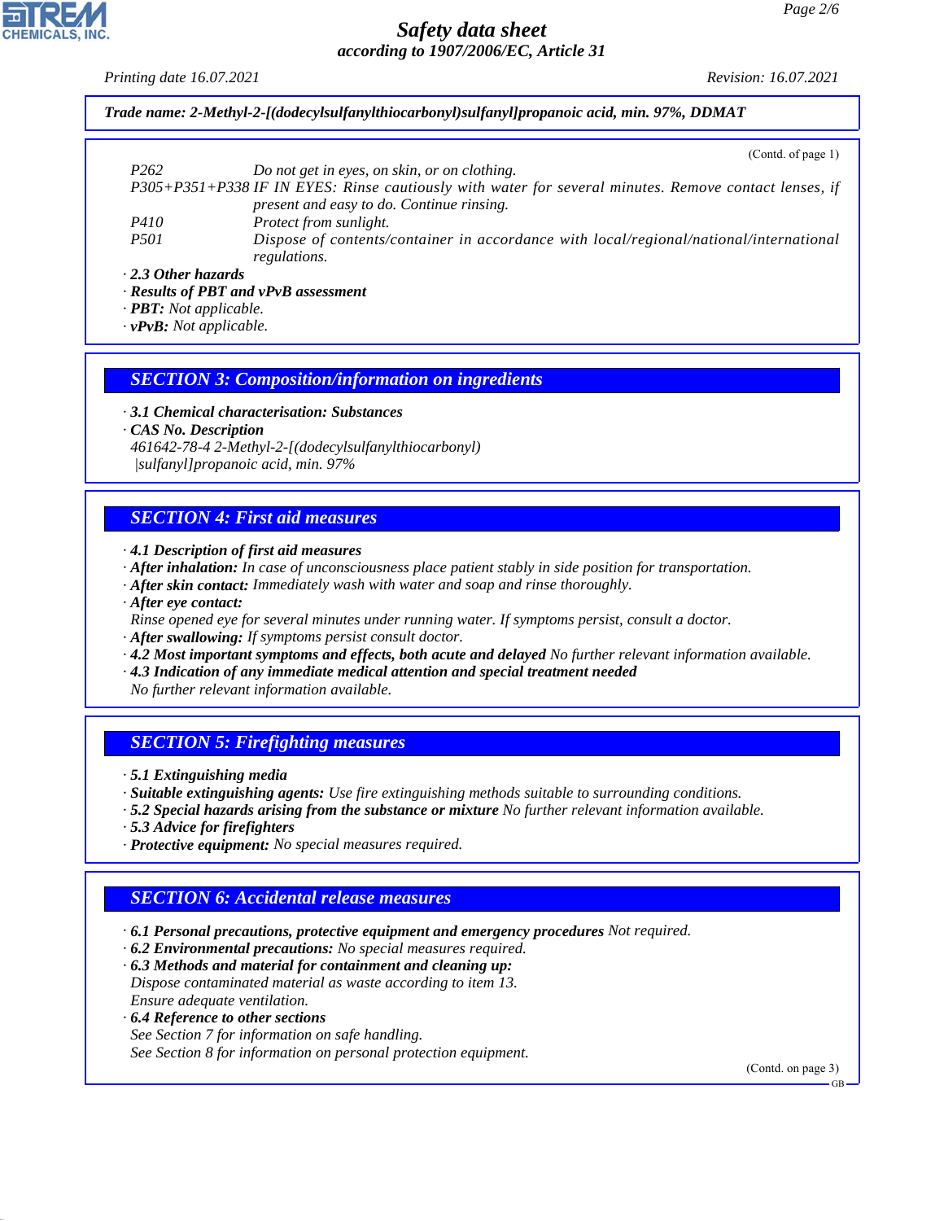**Trade name: 2-Methyl-2-[(dodecylsulfanylthiocarbonyl)sulfanyl]propanoic acid, min. 97%, DDMAT**

(Contd. of page 1)

| | |
|---|---|
| P262 | Do not get in eyes, on skin, or on clothing. |
| P305+P351+P338 | IF IN EYES: Rinse cautiously with water for several minutes. Remove contact lenses, if present and easy to do. Continue rinsing. |
| P410 | Protect from sunlight. |
| P501 | Dispose of contents/container in accordance with local/regional/national/international regulations. |

· **2.3 Other hazards**
· **Results of PBT and vPvB assessment**
· **PBT:** Not applicable.
· **vPvB:** Not applicable.

## SECTION 3: Composition/information on ingredients

· **3.1 Chemical characterisation: Substances**
· **CAS No. Description**
461642-78-4 2-Methyl-2-[(dodecylsulfanylthiocarbonyl)sulfanyl]propanoic acid, min. 97%

## SECTION 4: First aid measures

· **4.1 Description of first aid measures**
· **After inhalation:** In case of unconsciousness place patient stably in side position for transportation.
· **After skin contact:** Immediately wash with water and soap and rinse thoroughly.
· **After eye contact:**
Rinse opened eye for several minutes under running water. If symptoms persist, consult a doctor.
· **After swallowing:** If symptoms persist consult doctor.
· **4.2 Most important symptoms and effects, both acute and delayed** No further relevant information available.
· **4.3 Indication of any immediate medical attention and special treatment needed**
No further relevant information available.

## SECTION 5: Firefighting measures

· **5.1 Extinguishing media**
· **Suitable extinguishing agents:** Use fire extinguishing methods suitable to surrounding conditions.
· **5.2 Special hazards arising from the substance or mixture** No further relevant information available.
· **5.3 Advice for firefighters**
· **Protective equipment:** No special measures required.

## SECTION 6: Accidental release measures

· **6.1 Personal precautions, protective equipment and emergency procedures** Not required.
· **6.2 Environmental precautions:** No special measures required.
· **6.3 Methods and material for containment and cleaning up:**
Dispose contaminated material as waste according to item 13.
Ensure adequate ventilation.
· **6.4 Reference to other sections**
See Section 7 for information on safe handling.
See Section 8 for information on personal protection equipment.

(Contd. on page 3)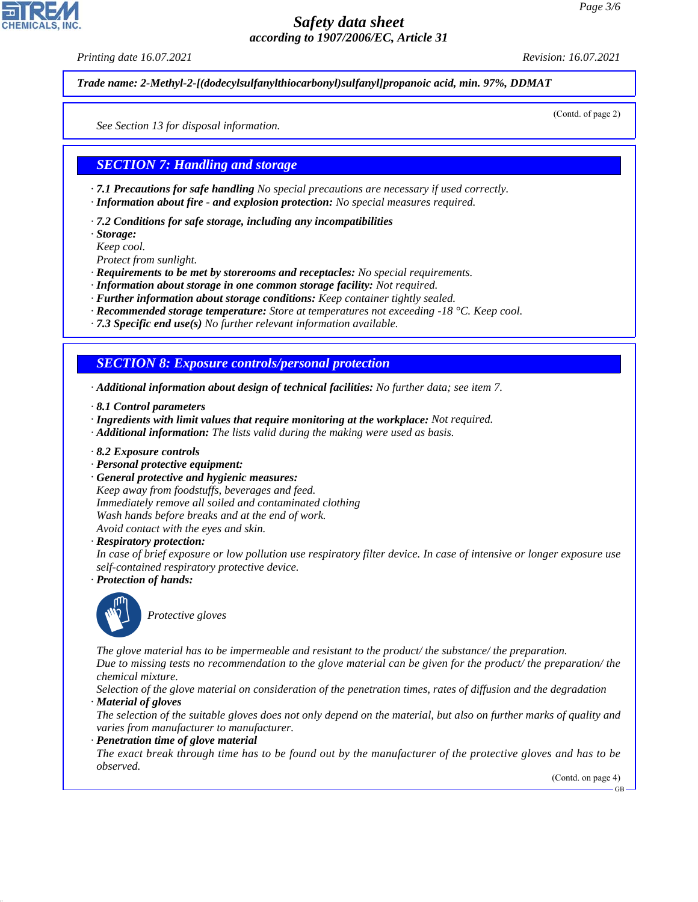**Trade name: 2-Methyl-2-[(dodecylsulfanylthiocarbonyl)sulfanyl]propanoic acid, min. 97%, DDMAT**

(Contd. of page 2)

See Section 13 for disposal information.

## SECTION 7: Handling and storage

· **7.1 Precautions for safe handling** No special precautions are necessary if used correctly.
· **Information about fire - and explosion protection:** No special measures required.

· **7.2 Conditions for safe storage, including any incompatibilities**
· **Storage:**
Keep cool.
Protect from sunlight.
· **Requirements to be met by storerooms and receptacles:** No special requirements.
· **Information about storage in one common storage facility:** Not required.
· **Further information about storage conditions:** Keep container tightly sealed.
· **Recommended storage temperature:** Store at temperatures not exceeding -18 °C. Keep cool.
· **7.3 Specific end use(s)** No further relevant information available.

## SECTION 8: Exposure controls/personal protection

· **Additional information about design of technical facilities:** No further data; see item 7.

· **8.1 Control parameters**
· **Ingredients with limit values that require monitoring at the workplace:** Not required.
· **Additional information:** The lists valid during the making were used as basis.

· **8.2 Exposure controls**
· **Personal protective equipment:**
· **General protective and hygienic measures:**
Keep away from foodstuffs, beverages and feed.
Immediately remove all soiled and contaminated clothing
Wash hands before breaks and at the end of work.
Avoid contact with the eyes and skin.
· **Respiratory protection:**
In case of brief exposure or low pollution use respiratory filter device. In case of intensive or longer exposure use self-contained respiratory protective device.
· **Protection of hands:**

Protective gloves

The glove material has to be impermeable and resistant to the product/ the substance/ the preparation.
Due to missing tests no recommendation to the glove material can be given for the product/ the preparation/ the chemical mixture.
Selection of the glove material on consideration of the penetration times, rates of diffusion and the degradation
· **Material of gloves**
The selection of the suitable gloves does not only depend on the material, but also on further marks of quality and varies from manufacturer to manufacturer.
· **Penetration time of glove material**
The exact break through time has to be found out by the manufacturer of the protective gloves and has to be observed.

(Contd. on page 4)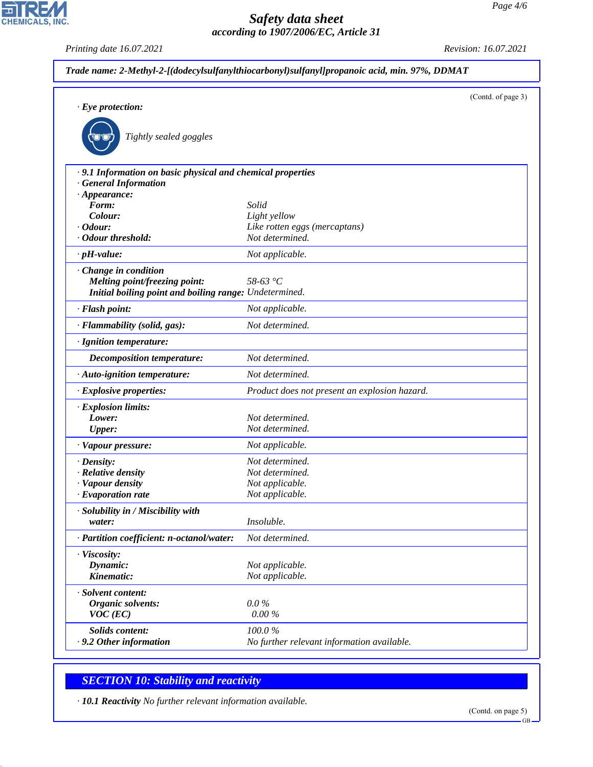**Trade name: 2-Methyl-2-[(dodecylsulfanylthiocarbonyl)sulfanyl]propanoic acid, min. 97%, DDMAT**

(Contd. of page 3)

· **Eye protection:**

Tightly sealed goggles

| · **9.1 Information on basic physical and chemical properties** | |
|---|---|
| · **General Information** | |
| · **Appearance:** | |
| **Form:** | Solid |
| **Colour:** | Light yellow |
| · **Odour:** | Like rotten eggs (mercaptans) |
| · **Odour threshold:** | Not determined. |
| · **pH-value:** | Not applicable. |
| · **Change in condition** | |
| **Melting point/freezing point:** | 58-63 °C |
| **Initial boiling point and boiling range:** | Undetermined. |
| · **Flash point:** | Not applicable. |
| · **Flammability (solid, gas):** | Not determined. |
| · **Ignition temperature:** | |
| **Decomposition temperature:** | Not determined. |
| · **Auto-ignition temperature:** | Not determined. |
| · **Explosive properties:** | Product does not present an explosion hazard. |
| · **Explosion limits:** | |
| **Lower:** | Not determined. |
| **Upper:** | Not determined. |
| · **Vapour pressure:** | Not applicable. |
| · **Density:** | Not determined. |
| · **Relative density** | Not determined. |
| · **Vapour density** | Not applicable. |
| · **Evaporation rate** | Not applicable. |
| · **Solubility in / Miscibility with** | |
| **water:** | Insoluble. |
| · **Partition coefficient: n-octanol/water:** | Not determined. |
| · **Viscosity:** | |
| **Dynamic:** | Not applicable. |
| **Kinematic:** | Not applicable. |
| · **Solvent content:** | |
| **Organic solvents:** | 0.0 % |
| **VOC (EC)** | 0.00 % |
| **Solids content:** | 100.0 % |
| · **9.2 Other information** | No further relevant information available. |

## SECTION 10: Stability and reactivity

· **10.1 Reactivity** No further relevant information available.

(Contd. on page 5)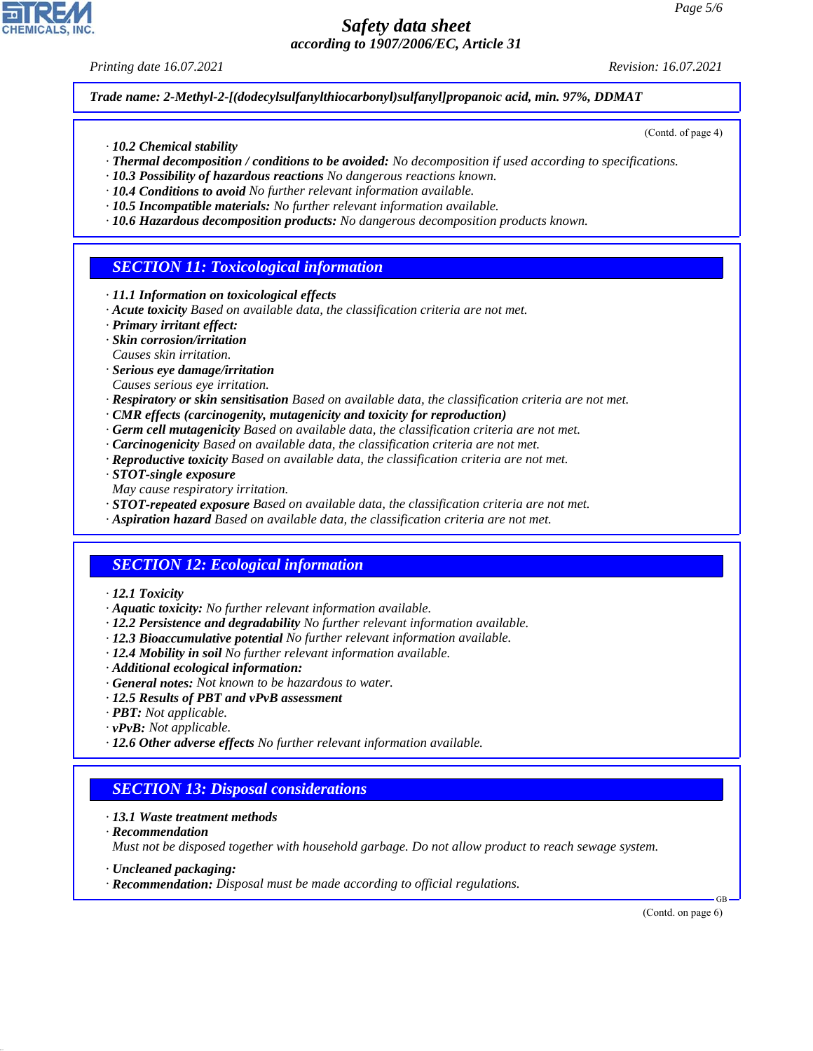Trade name: 2-Methyl-2-[(dodecylsulfanylthiocarbonyl)sulfanyl]propanoic acid, min. 97%, DDMAT

(Contd. of page 4)

· **10.2 Chemical stability**
· **Thermal decomposition / conditions to be avoided:** No decomposition if used according to specifications.
· **10.3 Possibility of hazardous reactions** No dangerous reactions known.
· **10.4 Conditions to avoid** No further relevant information available.
· **10.5 Incompatible materials:** No further relevant information available.
· **10.6 Hazardous decomposition products:** No dangerous decomposition products known.

## SECTION 11: Toxicological information

· **11.1 Information on toxicological effects**
· **Acute toxicity** Based on available data, the classification criteria are not met.
· **Primary irritant effect:**
· **Skin corrosion/irritation**
Causes skin irritation.
· **Serious eye damage/irritation**
Causes serious eye irritation.
· **Respiratory or skin sensitisation** Based on available data, the classification criteria are not met.
· **CMR effects (carcinogenity, mutagenicity and toxicity for reproduction)**
· **Germ cell mutagenicity** Based on available data, the classification criteria are not met.
· **Carcinogenicity** Based on available data, the classification criteria are not met.
· **Reproductive toxicity** Based on available data, the classification criteria are not met.
· **STOT-single exposure**
May cause respiratory irritation.
· **STOT-repeated exposure** Based on available data, the classification criteria are not met.
· **Aspiration hazard** Based on available data, the classification criteria are not met.

## SECTION 12: Ecological information

· **12.1 Toxicity**
· **Aquatic toxicity:** No further relevant information available.
· **12.2 Persistence and degradability** No further relevant information available.
· **12.3 Bioaccumulative potential** No further relevant information available.
· **12.4 Mobility in soil** No further relevant information available.
· **Additional ecological information:**
· **General notes:** Not known to be hazardous to water.
· **12.5 Results of PBT and vPvB assessment**
· **PBT:** Not applicable.
· **vPvB:** Not applicable.
· **12.6 Other adverse effects** No further relevant information available.

## SECTION 13: Disposal considerations

· **13.1 Waste treatment methods**
· **Recommendation**
Must not be disposed together with household garbage. Do not allow product to reach sewage system.

· **Uncleaned packaging:**
· **Recommendation:** Disposal must be made according to official regulations.

(Contd. on page 6)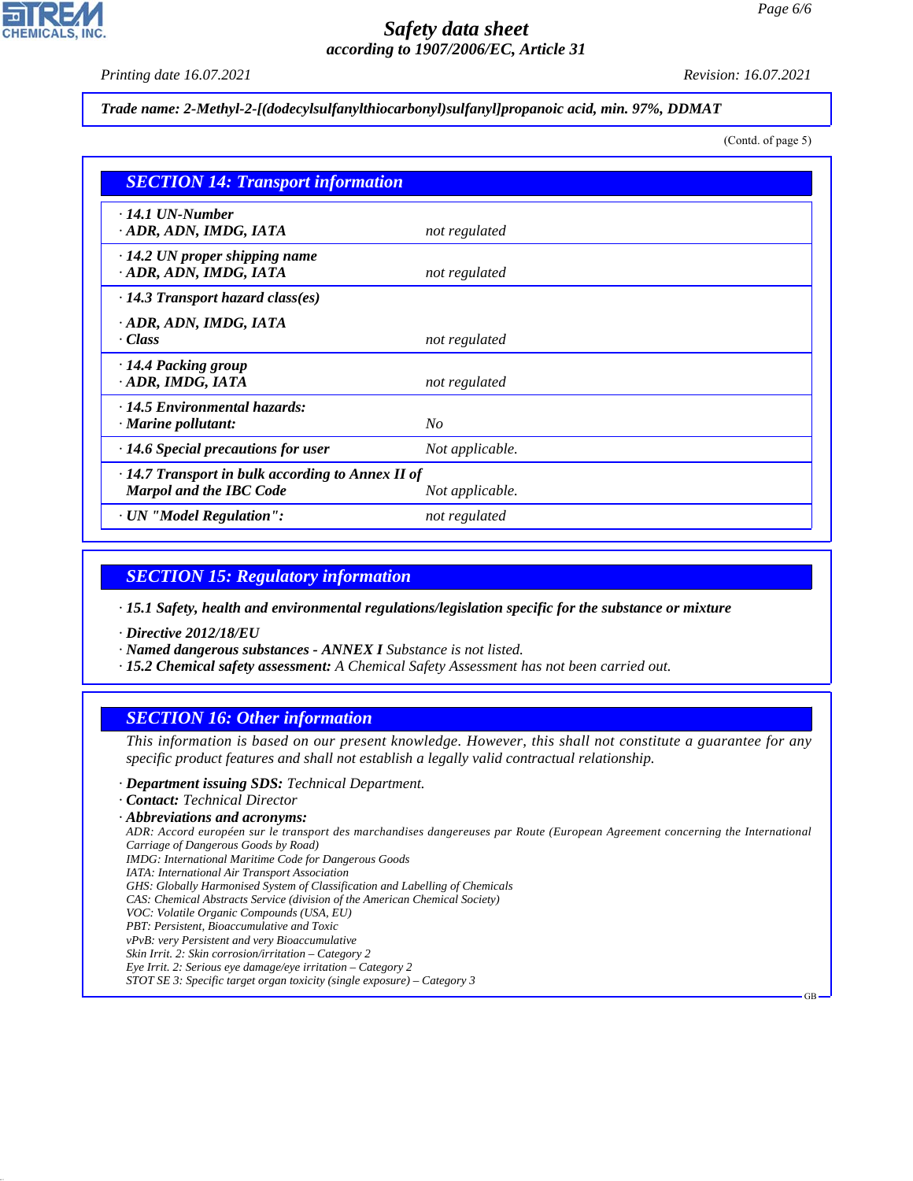**Safety data sheet**
*according to 1907/2006/EC, Article 31*

Printing date 16.07.2021 Revision: 16.07.2021

**Trade name: 2-Methyl-2-[(dodecylsulfanylthiocarbonyl)sulfanyl]propanoic acid, min. 97%, DDMAT**

(Contd. of page 5)

## SECTION 14: Transport information

| | |
|---|---|
| · **14.1 UN-Number** · **ADR, ADN, IMDG, IATA** | not regulated |
| · **14.2 UN proper shipping name** · **ADR, ADN, IMDG, IATA** | not regulated |
| · **14.3 Transport hazard class(es)** · **ADR, ADN, IMDG, IATA** · **Class** | not regulated |
| · **14.4 Packing group** · **ADR, IMDG, IATA** | not regulated |
| · **14.5 Environmental hazards:** · **Marine pollutant:** | No |
| · **14.6 Special precautions for user** | Not applicable. |
| · **14.7 Transport in bulk according to Annex II of Marpol and the IBC Code** | Not applicable. |
| · **UN "Model Regulation":** | not regulated |

## SECTION 15: Regulatory information

· **15.1 Safety, health and environmental regulations/legislation specific for the substance or mixture**

· **Directive 2012/18/EU**
· **Named dangerous substances - ANNEX I** Substance is not listed.
· **15.2 Chemical safety assessment:** A Chemical Safety Assessment has not been carried out.

## SECTION 16: Other information

This information is based on our present knowledge. However, this shall not constitute a guarantee for any specific product features and shall not establish a legally valid contractual relationship.

· **Department issuing SDS:** Technical Department.
· **Contact:** Technical Director
· **Abbreviations and acronyms:**
ADR: Accord européen sur le transport des marchandises dangereuses par Route (European Agreement concerning the International Carriage of Dangerous Goods by Road)
IMDG: International Maritime Code for Dangerous Goods
IATA: International Air Transport Association
GHS: Globally Harmonised System of Classification and Labelling of Chemicals
CAS: Chemical Abstracts Service (division of the American Chemical Society)
VOC: Volatile Organic Compounds (USA, EU)
PBT: Persistent, Bioaccumulative and Toxic
vPvB: very Persistent and very Bioaccumulative
Skin Irrit. 2: Skin corrosion/irritation – Category 2
Eye Irrit. 2: Serious eye damage/eye irritation – Category 2
STOT SE 3: Specific target organ toxicity (single exposure) – Category 3